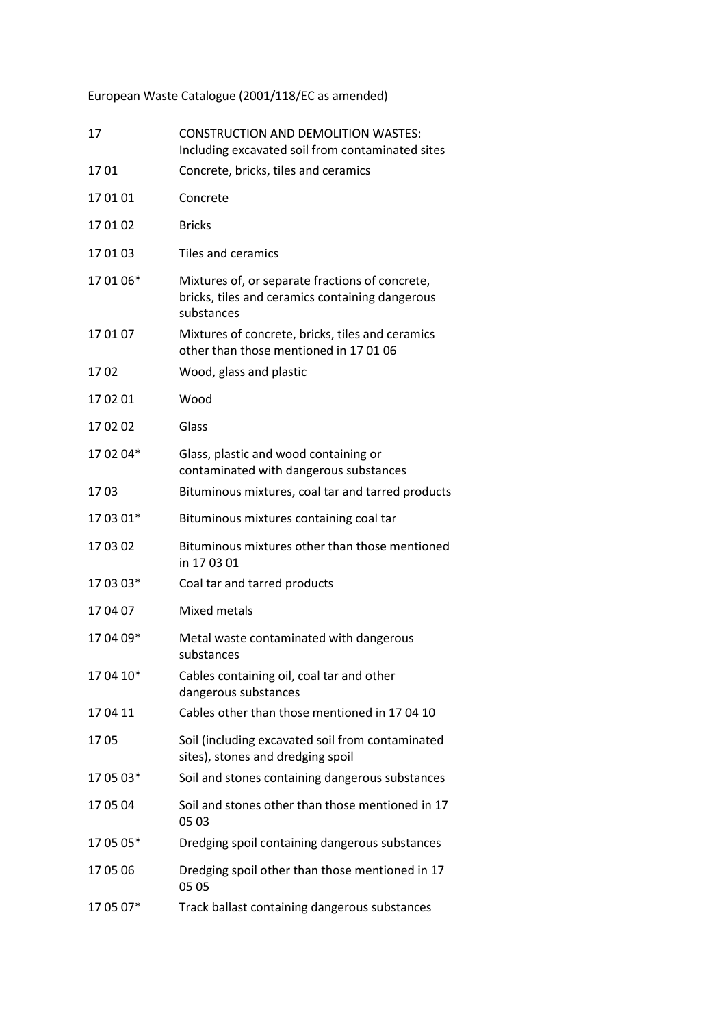European Waste Catalogue (2001/118/EC as amended)

| | |
|---|---|
| 17 | CONSTRUCTION AND DEMOLITION WASTES: Including excavated soil from contaminated sites |
| 17 01 | Concrete, bricks, tiles and ceramics |
| 17 01 01 | Concrete |
| 17 01 02 | Bricks |
| 17 01 03 | Tiles and ceramics |
| 17 01 06* | Mixtures of, or separate fractions of concrete, bricks, tiles and ceramics containing dangerous substances |
| 17 01 07 | Mixtures of concrete, bricks, tiles and ceramics other than those mentioned in 17 01 06 |
| 17 02 | Wood, glass and plastic |
| 17 02 01 | Wood |
| 17 02 02 | Glass |
| 17 02 04* | Glass, plastic and wood containing or contaminated with dangerous substances |
| 17 03 | Bituminous mixtures, coal tar and tarred products |
| 17 03 01* | Bituminous mixtures containing coal tar |
| 17 03 02 | Bituminous mixtures other than those mentioned in 17 03 01 |
| 17 03 03* | Coal tar and tarred products |
| 17 04 07 | Mixed metals |
| 17 04 09* | Metal waste contaminated with dangerous substances |
| 17 04 10* | Cables containing oil, coal tar and other dangerous substances |
| 17 04 11 | Cables other than those mentioned in 17 04 10 |
| 17 05 | Soil (including excavated soil from contaminated sites), stones and dredging spoil |
| 17 05 03* | Soil and stones containing dangerous substances |
| 17 05 04 | Soil and stones other than those mentioned in 17 05 03 |
| 17 05 05* | Dredging spoil containing dangerous substances |
| 17 05 06 | Dredging spoil other than those mentioned in 17 05 05 |
| 17 05 07* | Track ballast containing dangerous substances |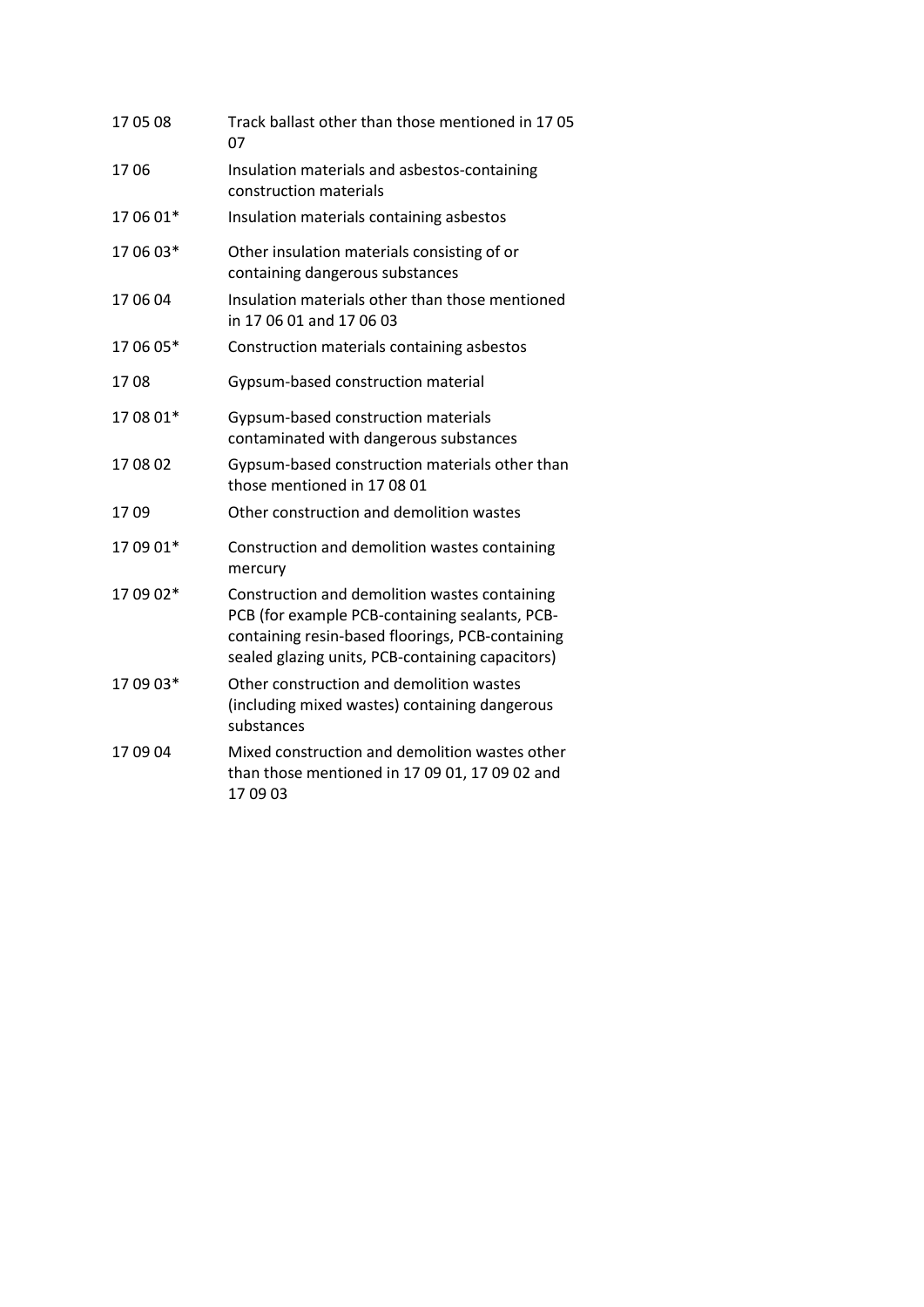| | |
|---|---|
| 17 05 08 | Track ballast other than those mentioned in 17 05 07 |
| 17 06 | Insulation materials and asbestos-containing construction materials |
| 17 06 01* | Insulation materials containing asbestos |
| 17 06 03* | Other insulation materials consisting of or containing dangerous substances |
| 17 06 04 | Insulation materials other than those mentioned in 17 06 01 and 17 06 03 |
| 17 06 05* | Construction materials containing asbestos |
| 17 08 | Gypsum-based construction material |
| 17 08 01* | Gypsum-based construction materials contaminated with dangerous substances |
| 17 08 02 | Gypsum-based construction materials other than those mentioned in 17 08 01 |
| 17 09 | Other construction and demolition wastes |
| 17 09 01* | Construction and demolition wastes containing mercury |
| 17 09 02* | Construction and demolition wastes containing PCB (for example PCB-containing sealants, PCB-containing resin-based floorings, PCB-containing sealed glazing units, PCB-containing capacitors) |
| 17 09 03* | Other construction and demolition wastes (including mixed wastes) containing dangerous substances |
| 17 09 04 | Mixed construction and demolition wastes other than those mentioned in 17 09 01, 17 09 02 and 17 09 03 |